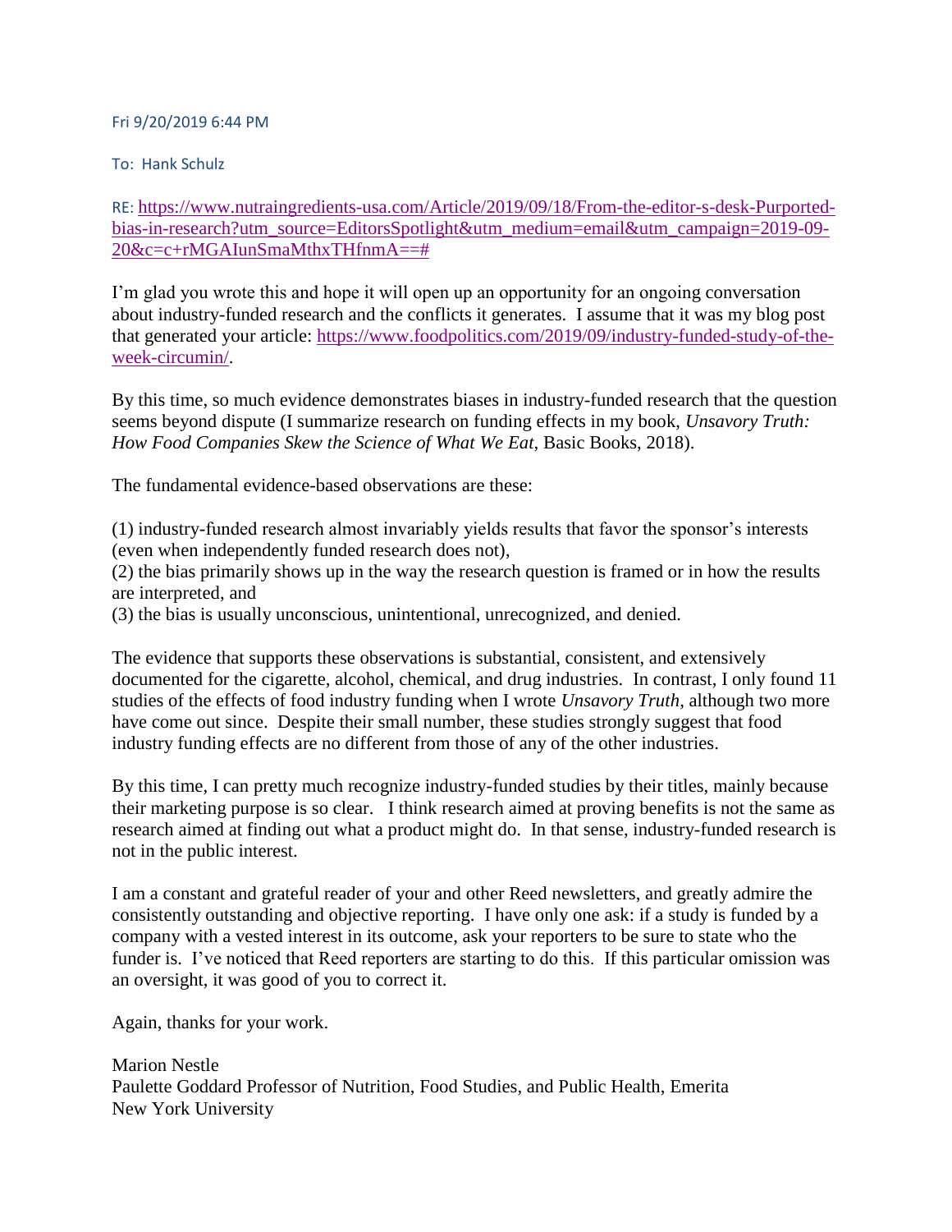Fri 9/20/2019 6:44 PM

To: Hank Schulz

RE: https://www.nutraingredients-usa.com/Article/2019/09/18/From-the-editor-s-desk-Purported-bias-in-research?utm_source=EditorsSpotlight&utm_medium=email&utm_campaign=2019-09-20&c=c+rMGAIunSmaMthxTHfnmA==#

I'm glad you wrote this and hope it will open up an opportunity for an ongoing conversation about industry-funded research and the conflicts it generates. I assume that it was my blog post that generated your article: https://www.foodpolitics.com/2019/09/industry-funded-study-of-the-week-circumin/.

By this time, so much evidence demonstrates biases in industry-funded research that the question seems beyond dispute (I summarize research on funding effects in my book, *Unsavory Truth: How Food Companies Skew the Science of What We Eat,* Basic Books, 2018).

The fundamental evidence-based observations are these:

(1) industry-funded research almost invariably yields results that favor the sponsor's interests (even when independently funded research does not),
(2) the bias primarily shows up in the way the research question is framed or in how the results are interpreted, and
(3) the bias is usually unconscious, unintentional, unrecognized, and denied.

The evidence that supports these observations is substantial, consistent, and extensively documented for the cigarette, alcohol, chemical, and drug industries. In contrast, I only found 11 studies of the effects of food industry funding when I wrote *Unsavory Truth,* although two more have come out since. Despite their small number, these studies strongly suggest that food industry funding effects are no different from those of any of the other industries.

By this time, I can pretty much recognize industry-funded studies by their titles, mainly because their marketing purpose is so clear. I think research aimed at proving benefits is not the same as research aimed at finding out what a product might do. In that sense, industry-funded research is not in the public interest.

I am a constant and grateful reader of your and other Reed newsletters, and greatly admire the consistently outstanding and objective reporting. I have only one ask: if a study is funded by a company with a vested interest in its outcome, ask your reporters to be sure to state who the funder is. I've noticed that Reed reporters are starting to do this. If this particular omission was an oversight, it was good of you to correct it.

Again, thanks for your work.

Marion Nestle
Paulette Goddard Professor of Nutrition, Food Studies, and Public Health, Emerita
New York University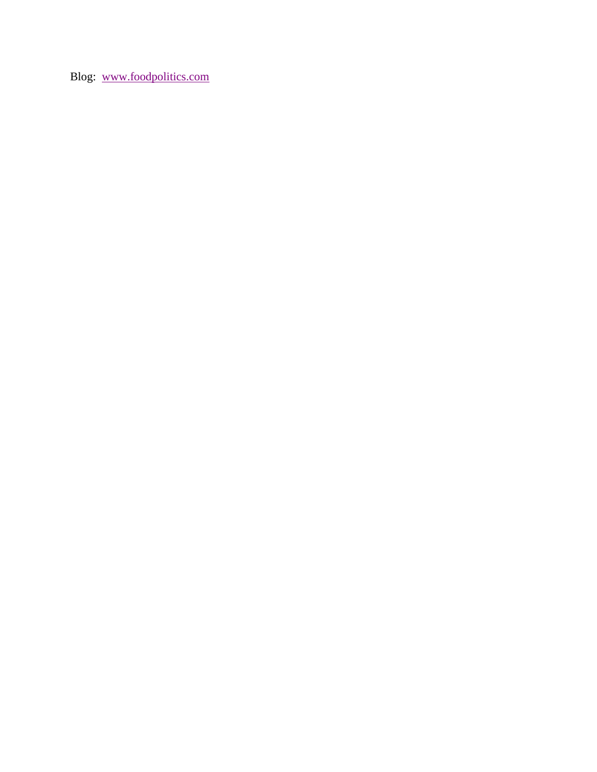Blog: [www.foodpolitics.com](http://www.foodpolitics.com)